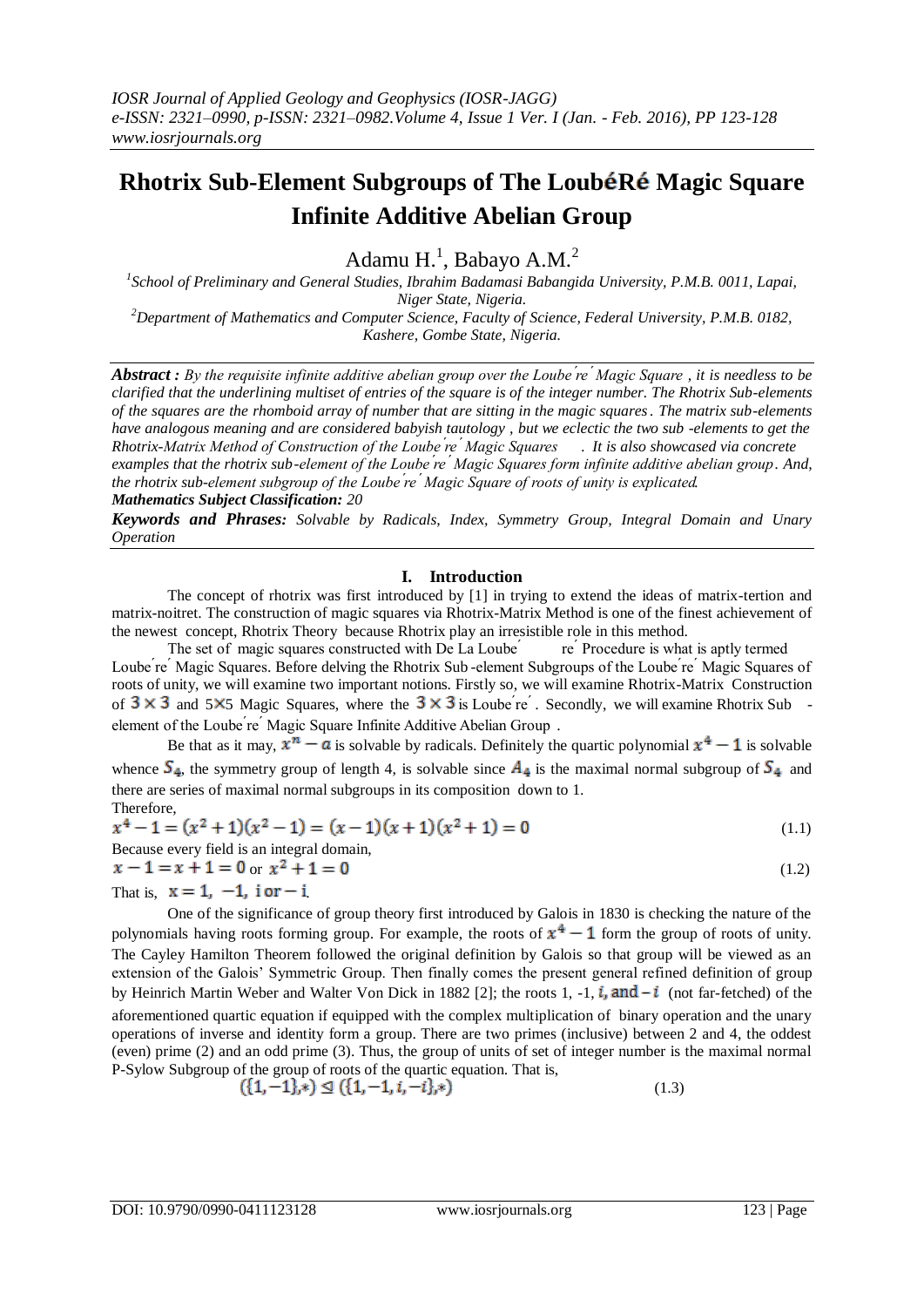# Rhotrix Sub-Element Subgroups of The LoubéRé Magic Square Infinite Additive Abelian Group

Adamu H.[1], Babayo A.M.[2]

[1]School of Preliminary and General Studies, Ibrahim Badamasi Babangida University, P.M.B. 0011, Lapai, Niger State, Nigeria.

[2]Department of Mathematics and Computer Science, Faculty of Science, Federal University, P.M.B. 0182, Kashere, Gombe State, Nigeria.

***Abstract :*** *By the requisite infinite additive abelian group over the Loube ́re ́ Magic Square , it is needless to be clarified that the underlining multiset of entries of the square is of the integer number. The Rhotrix Sub-elements of the squares are the rhomboid array of number that are sitting in the magic squares. The matrix sub-elements have analogous meaning and are considered babyish tautology , but we eclectic the two sub -elements to get the Rhotrix-Matrix Method of Construction of the Loube ́re ́ Magic Squares . It is also showcased via concrete examples that the rhotrix sub-element of the Loube ́re ́ Magic Squares form infinite additive abelian group. And, the rhotrix sub-element subgroup of the Loube ́re ́ Magic Square of roots of unity is explicated.*

***Mathematics Subject Classification:*** *20*

***Keywords and Phrases:*** *Solvable by Radicals, Index, Symmetry Group, Integral Domain and Unary Operation*

## I. Introduction

The concept of rhotrix was first introduced by [1] in trying to extend the ideas of matrix-tertion and matrix-noitret. The construction of magic squares via Rhotrix-Matrix Method is one of the finest achievement of the newest concept, Rhotrix Theory because Rhotrix play an irresistible role in this method.

The set of magic squares constructed with De La Loube ́ re ́ Procedure is what is aptly termed Loube ́re ́ Magic Squares. Before delving the Rhotrix Sub -element Subgroups of the Loube ́re ́ Magic Squares of roots of unity, we will examine two important notions. Firstly so, we will examine Rhotrix-Matrix Construction of $3 \times 3$ and $5 \times 5$ Magic Squares, where the $3 \times 3$ is Loube ́re ́. Secondly, we will examine Rhotrix Sub - element of the Loube ́re ́ Magic Square Infinite Additive Abelian Group .

Be that as it may, $x^n - a$ is solvable by radicals. Definitely the quartic polynomial $x^4 - 1$ is solvable whence $S_4$, the symmetry group of length 4, is solvable since $A_4$ is the maximal normal subgroup of $S_4$ and there are series of maximal normal subgroups in its composition down to 1.

Therefore,

$$x^4 - 1 = (x^2 + 1)(x^2 - 1) = (x - 1)(x + 1)(x^2 + 1) = 0 \tag{1.1}$$

Because every field is an integral domain,

$$x - 1 = x + 1 = 0 \text{ or } x^2 + 1 = 0 \tag{1.2}$$

That is, $x = 1, \ -1, \ i$ or $-i$.

One of the significance of group theory first introduced by Galois in 1830 is checking the nature of the polynomials having roots forming group. For example, the roots of $x^4 - 1$ form the group of roots of unity. The Cayley Hamilton Theorem followed the original definition by Galois so that group will be viewed as an extension of the Galois' Symmetric Group. Then finally comes the present general refined definition of group by Heinrich Martin Weber and Walter Von Dick in 1882 [2]; the roots 1, -1, $i$, and $-i$ (not far-fetched) of the aforementioned quartic equation if equipped with the complex multiplication of binary operation and the unary operations of inverse and identity form a group. There are two primes (inclusive) between 2 and 4, the oddest (even) prime (2) and an odd prime (3). Thus, the group of units of set of integer number is the maximal normal P-Sylow Subgroup of the group of roots of the quartic equation. That is,

$$(\{1, -1\}, *) \trianglelefteq (\{1, -1, i, -i\}, *) \tag{1.3}$$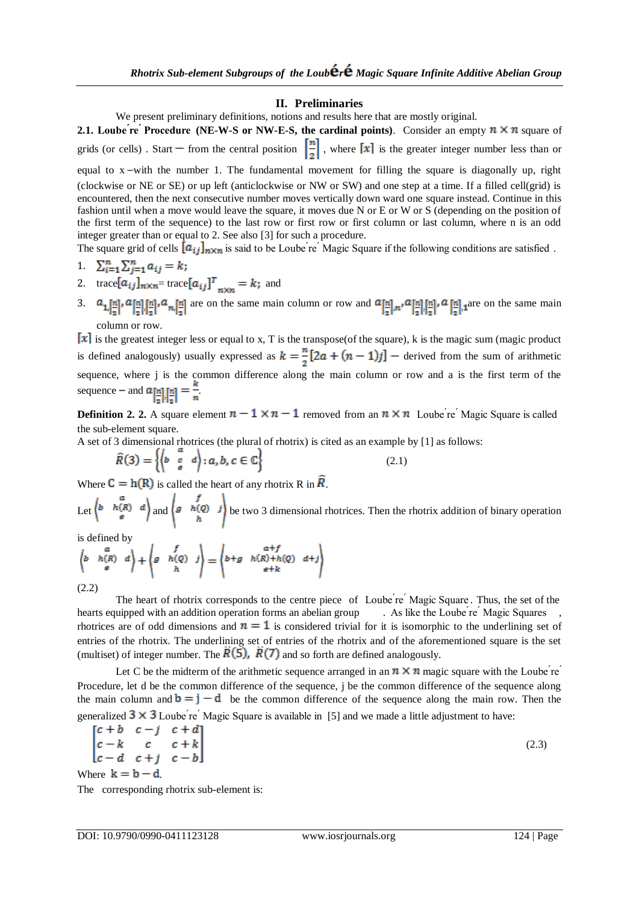## II. Preliminaries

We present preliminary definitions, notions and results here that are mostly original.

**2.1. Loube΄re΄ Procedure (NE-W-S or NW-E-S, the cardinal points)**. Consider an empty $n \times n$ square of grids (or cells) . Start – from the central position $\left[\frac{n}{2}\right]$ , where $[x]$ is the greater integer number less than or equal to x –with the number 1. The fundamental movement for filling the square is diagonally up, right (clockwise or NE or SE) or up left (anticlockwise or NW or SW) and one step at a time. If a filled cell(grid) is encountered, then the next consecutive number moves vertically down ward one square instead. Continue in this fashion until when a move would leave the square, it moves due N or E or W or S (depending on the position of the first term of the sequence) to the last row or first row or first column or last column, where n is an odd integer greater than or equal to 2. See also [3] for such a procedure.

The square grid of cells $[a_{ij}]_{n\times n}$ is said to be Loube΄re΄ Magic Square if the following conditions are satisfied .

1. $\sum_{i=1}^{n}\sum_{j=1}^{n} a_{ij} = k;$
2. trace$[a_{ij}]_{n\times n}$= trace$[a_{ij}]^{T}_{n\times n} = k;$ and
3. $a_{1,\left[\frac{n}{2}\right]}, a_{\left[\frac{n}{2}\right],\left[\frac{n}{2}\right]}, a_{n,\left[\frac{n}{2}\right]}$ are on the same main column or row and $a_{\left[\frac{n}{2}\right],n}, a_{\left[\frac{n}{2}\right],\left[\frac{n}{2}\right]}, a_{\left[\frac{n}{2}\right],1}$ are on the same main column or row.

$[x]$ is the greatest integer less or equal to x, T is the transpose(of the square), k is the magic sum (magic product is defined analogously) usually expressed as $k = \frac{n}{2}[2a + (n-1)j]$ – derived from the sum of arithmetic sequence, where j is the common difference along the main column or row and a is the first term of the sequence – and $a_{\left[\frac{n}{2}\right]\left[\frac{n}{2}\right]} = \frac{k}{n}$.

**Definition 2. 2.** A square element $n-1 \times n-1$ removed from an $n \times n$ Loube΄re΄ Magic Square is called the sub-element square.

A set of 3 dimensional rhotrices (the plural of rhotrix) is cited as an example by [1] as follows:

$$\hat{R}(3) = \left\{ \left\langle b \quad \begin{matrix} a \\ c \\ e \end{matrix} \quad d \right\rangle : a, b, c \in \mathbb{C} \right\} \tag{2.1}$$

Where $\mathrm{C} = \mathrm{h(R)}$ is called the heart of any rhotrix R in $\hat{R}$.

Let $\left\langle b \quad \begin{matrix} a \\ h(R) \\ e \end{matrix} \quad d \right\rangle$ and $\left\langle g \quad \begin{matrix} f \\ h(Q) \\ h \end{matrix} \quad j \right\rangle$ be two 3 dimensional rhotrices. Then the rhotrix addition of binary operation is defined by

$$\left\langle b \quad \begin{matrix} a \\ h(R) \\ e \end{matrix} \quad d \right\rangle + \left\langle g \quad \begin{matrix} f \\ h(Q) \\ h \end{matrix} \quad j \right\rangle = \left\langle b+g \quad \begin{matrix} a+f \\ h(R)+h(Q) \\ e+k \end{matrix} \quad d+j \right\rangle$$

(2.2)

The heart of rhotrix corresponds to the centre piece of Loube΄re΄ Magic Square. Thus, the set of the hearts equipped with an addition operation forms an abelian group . As like the Loube΄re΄ Magic Squares , rhotrices are of odd dimensions and $n = 1$ is considered trivial for it is isomorphic to the underlining set of entries of the rhotrix. The underlining set of entries of the rhotrix and of the aforementioned square is the set (multiset) of integer number. The $\hat{R}(5)$, $\hat{R}(7)$ and so forth are defined analogously.

Let C be the midterm of the arithmetic sequence arranged in an $n \times n$ magic square with the Loube΄re΄ Procedure, let d be the common difference of the sequence, j be the common difference of the sequence along the main column and $\mathrm{b = j - d}$ be the common difference of the sequence along the main row. Then the generalized $3 \times 3$ Loube΄re΄ Magic Square is available in [5] and we made a little adjustment to have:

$$\begin{bmatrix} c+b & c-j & c+d \\ c-k & c & c+k \\ c-d & c+j & c-b \end{bmatrix} \tag{2.3}$$

Where $\mathrm{k = b - d}$.

The corresponding rhotrix sub-element is: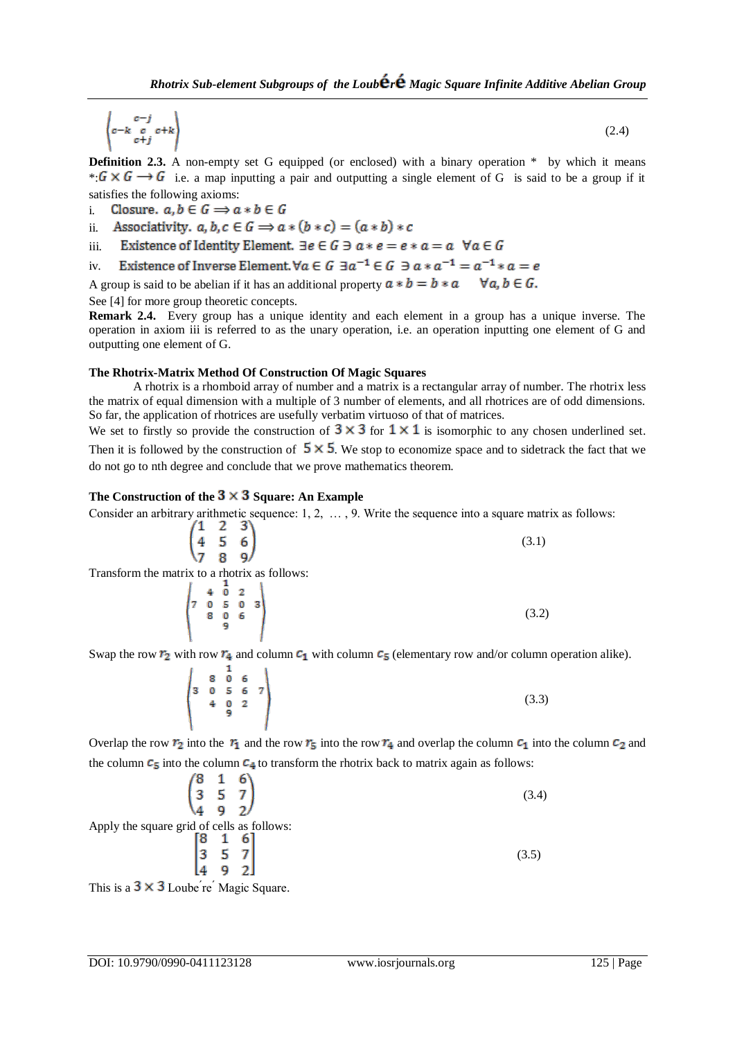$$\left\langle \begin{array}{ccc} & c-j & \\ c-k & c & c+k \\ & c+j & \end{array} \right\rangle \tag{2.4}$$

**Definition 2.3.** A non-empty set G equipped (or enclosed) with a binary operation * by which it means $*: G \times G \longrightarrow G$ i.e. a map inputting a pair and outputting a single element of G is said to be a group if it satisfies the following axioms:

i. Closure. $a, b \in G \Longrightarrow a * b \in G$

ii. Associativity. $a, b, c \in G \Longrightarrow a * (b * c) = (a * b) * c$

iii. Existence of Identity Element. $\exists e \in G \ni a * e = e * a = a \ \ \forall a \in G$

iv. Existence of Inverse Element. $\forall a \in G \ \exists a^{-1} \in G \ \ni a * a^{-1} = a^{-1} * a = e$

A group is said to be abelian if it has an additional property $a * b = b * a \quad \forall a, b \in G$.

See [4] for more group theoretic concepts.

**Remark 2.4.** Every group has a unique identity and each element in a group has a unique inverse. The operation in axiom iii is referred to as the unary operation, i.e. an operation inputting one element of G and outputting one element of G.

**The Rhotrix-Matrix Method Of Construction Of Magic Squares**

A rhotrix is a rhomboid array of number and a matrix is a rectangular array of number. The rhotrix less the matrix of equal dimension with a multiple of 3 number of elements, and all rhotrices are of odd dimensions. So far, the application of rhotrices are usefully verbatim virtuoso of that of matrices.

We set to firstly so provide the construction of $3 \times 3$ for $1 \times 1$ is isomorphic to any chosen underlined set. Then it is followed by the construction of $5 \times 5$. We stop to economize space and to sidetrack the fact that we do not go to nth degree and conclude that we prove mathematics theorem.

**The Construction of the $3 \times 3$ Square: An Example**

Consider an arbitrary arithmetic sequence: 1, 2, … , 9. Write the sequence into a square matrix as follows:

$$\begin{pmatrix} 1 & 2 & 3 \\ 4 & 5 & 6 \\ 7 & 8 & 9 \end{pmatrix} \tag{3.1}$$

Transform the matrix to a rhotrix as follows:

$$\left\langle \begin{array}{ccccc} & & 1 & & \\ & 4 & 0 & 2 & \\ 7 & 0 & 5 & 0 & 3 \\ & 8 & 0 & 6 & \\ & & 9 & & \end{array} \right\rangle \tag{3.2}$$

Swap the row $r_2$ with row $r_4$ and column $c_1$ with column $c_5$ (elementary row and/or column operation alike).

$$\left\langle \begin{array}{ccccc} & & 1 & & \\ & 8 & 0 & 6 & \\ 3 & 0 & 5 & 6 & 7 \\ & 4 & 0 & 2 & \\ & & 9 & & \end{array} \right\rangle \tag{3.3}$$

Overlap the row $r_2$ into the $r_1$ and the row $r_5$ into the row $r_4$ and overlap the column $c_1$ into the column $c_2$ and the column $c_5$ into the column $c_4$ to transform the rhotrix back to matrix again as follows:

$$\begin{pmatrix} 8 & 1 & 6 \\ 3 & 5 & 7 \\ 4 & 9 & 2 \end{pmatrix} \tag{3.4}$$

Apply the square grid of cells as follows:

$$\begin{bmatrix} 8 & 1 & 6 \\ 3 & 5 & 7 \\ 4 & 9 & 2 \end{bmatrix} \tag{3.5}$$

This is a $3 \times 3$ Loube ́re ́ Magic Square.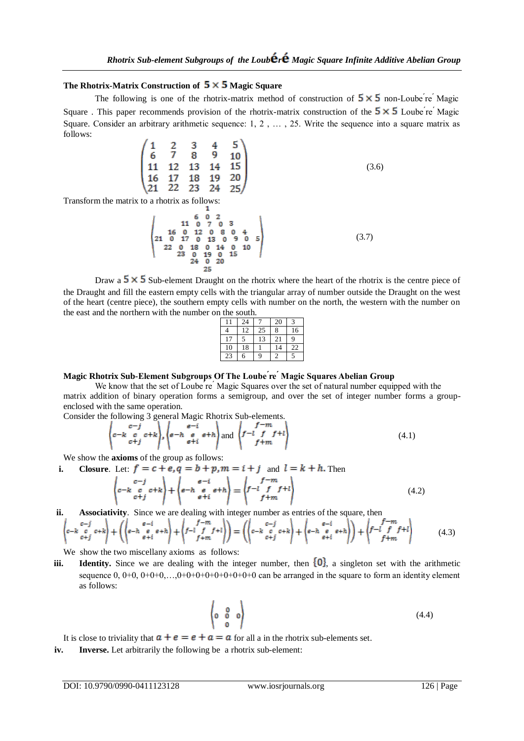### The Rhotrix-Matrix Construction of $5 \times 5$ Magic Square

The following is one of the rhotrix-matrix method of construction of $5 \times 5$ non-Loubéré Magic Square . This paper recommends provision of the rhotrix-matrix construction of the $5 \times 5$ Loubéré Magic Square. Consider an arbitrary arithmetic sequence: 1, 2 , … , 25. Write the sequence into a square matrix as follows:

$$\begin{pmatrix} 1 & 2 & 3 & 4 & 5 \\ 6 & 7 & 8 & 9 & 10 \\ 11 & 12 & 13 & 14 & 15 \\ 16 & 17 & 18 & 19 & 20 \\ 21 & 22 & 23 & 24 & 25 \end{pmatrix} \tag{3.6}$$

Transform the matrix to a rhotrix as follows:

$$\left\langle \begin{array}{ccccccccc} & & & & 1 & & & & \\ & & & 6 & 0 & 2 & & & \\ & & 11 & 0 & 7 & 0 & 3 & & \\ & 16 & 0 & 12 & 0 & 8 & 0 & 4 & \\ 21 & 0 & 17 & 0 & 13 & 0 & 9 & 0 & 5 \\ & 22 & 0 & 18 & 0 & 14 & 0 & 10 & \\ & & 23 & 0 & 19 & 0 & 15 & & \\ & & & 24 & 0 & 20 & & & \\ & & & & 25 & & & & \end{array} \right\rangle \tag{3.7}$$

Draw a $5 \times 5$ Sub-element Draught on the rhotrix where the heart of the rhotrix is the centre piece of the Draught and fill the eastern empty cells with the triangular array of number outside the Draught on the west of the heart (centre piece), the southern empty cells with number on the north, the western with the number on the east and the northern with the number on the south.

| 11 | 24 | 7 | 20 | 3 |
|---|---|---|---|---|
| 4 | 12 | 25 | 8 | 16 |
| 17 | 5 | 13 | 21 | 9 |
| 10 | 18 | 1 | 14 | 22 |
| 23 | 6 | 9 | 2 | 5 |

### Magic Rhotrix Sub-Element Subgroups Of The Loubéré Magic Squares Abelian Group

We know that the set of Loubéré Magic Squares over the set of natural number equipped with the matrix addition of binary operation forms a semigroup, and over the set of integer number forms a group-enclosed with the same operation.

Consider the following 3 general Magic Rhotrix Sub-elements.

$$\left\langle \begin{array}{ccc} & c-j & \\ c-k & c & c+k \\ & c+j & \end{array} \right\rangle, \left\langle \begin{array}{ccc} & e-i & \\ e-h & e & e+h \\ & e+i & \end{array} \right\rangle \text{ and } \left\langle \begin{array}{ccc} & f-m & \\ f-l & f & f+l \\ & f+m & \end{array} \right\rangle \tag{4.1}$$

We show the **axioms** of the group as follows:

**i. Closure**. Let: $f = c + e, q = b + p, m = i + j$ and $l = k + h.$ Then

$$\left\langle \begin{array}{ccc} & c-j & \\ c-k & c & c+k \\ & c+j & \end{array} \right\rangle + \left\langle \begin{array}{ccc} & e-i & \\ e-h & e & e+h \\ & e+i & \end{array} \right\rangle = \left\langle \begin{array}{ccc} & f-m & \\ f-l & f & f+l \\ & f+m & \end{array} \right\rangle \tag{4.2}$$

**ii. Associativity**. Since we are dealing with integer number as entries of the square, then

$$\left\langle \begin{array}{ccc} & c-j & \\ c-k & c & c+k \\ & c+j & \end{array} \right\rangle + \left( \left\langle \begin{array}{ccc} & e-i & \\ e-h & e & e+h \\ & e+i & \end{array} \right\rangle + \left\langle \begin{array}{ccc} & f-m & \\ f-l & f & f+l \\ & f+m & \end{array} \right\rangle \right) = \left( \left\langle \begin{array}{ccc} & c-j & \\ c-k & c & c+k \\ & c+j & \end{array} \right\rangle + \left\langle \begin{array}{ccc} & e-i & \\ e-h & e & e+h \\ & e+i & \end{array} \right\rangle \right) + \left\langle \begin{array}{ccc} & f-m & \\ f-l & f & f+l \\ & f+m & \end{array} \right\rangle \tag{4.3}$$

We show the two miscellany axioms as follows:

**iii. Identity.** Since we are dealing with the integer number, then $\{0\}$, a singleton set with the arithmetic sequence 0, 0+0, 0+0+0,…,0+0+0+0+0+0+0+0 can be arranged in the square to form an identity element as follows:

$$\left\langle \begin{array}{ccc} & 0 & \\ 0 & 0 & 0 \\ & 0 & \end{array} \right\rangle \tag{4.4}$$

It is close to triviality that $a + e = e + a = a$ for all a in the rhotrix sub-elements set.

**iv. Inverse.** Let arbitrarily the following be a rhotrix sub-element: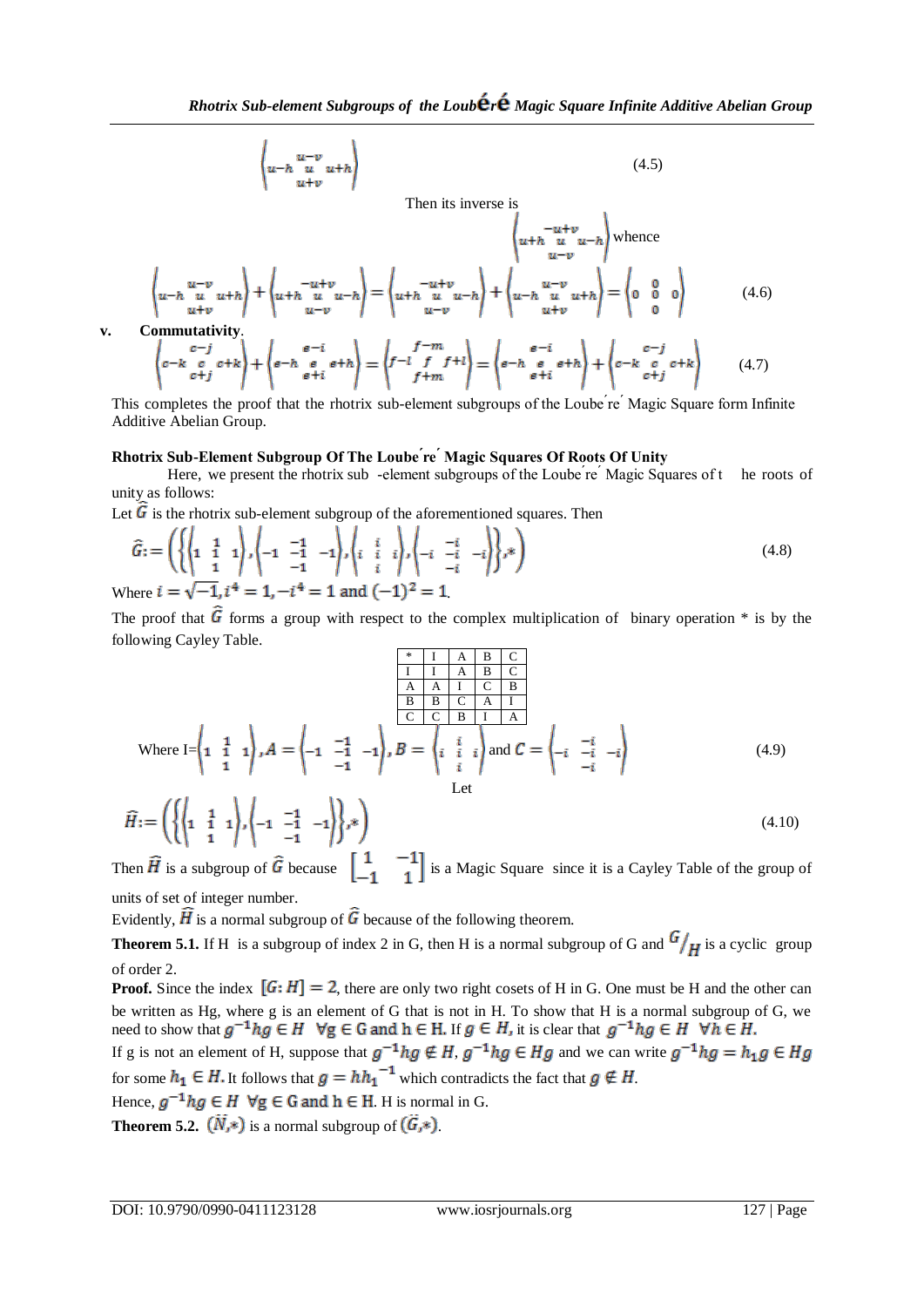$$\left\langle \begin{matrix} & u-v & \\ u-h & u & u+h \\ & u+v & \end{matrix} \right\rangle \tag{4.5}$$

Then its inverse is

$\left\langle \begin{matrix} & -u+v & \\ u+h & u & u-h \\ & u-v & \end{matrix} \right\rangle$ whence

$$\left\langle \begin{matrix} & u-v & \\ u-h & u & u+h \\ & u+v & \end{matrix} \right\rangle + \left\langle \begin{matrix} & -u+v & \\ u+h & u & u-h \\ & u-v & \end{matrix} \right\rangle = \left\langle \begin{matrix} & -u+v & \\ u+h & u & u-h \\ & u-v & \end{matrix} \right\rangle + \left\langle \begin{matrix} & u-v & \\ u-h & u & u+h \\ & u+v & \end{matrix} \right\rangle = \left\langle \begin{matrix} & 0 & \\ 0 & 0 & 0 \\ & 0 & \end{matrix} \right\rangle \tag{4.6}$$

**v. Commutativity**.

$$\left\langle \begin{matrix} & c-j & \\ c-k & c & c+k \\ & c+j & \end{matrix} \right\rangle + \left\langle \begin{matrix} & e-i & \\ e-h & e & e+h \\ & e+i & \end{matrix} \right\rangle = \left\langle \begin{matrix} & f-m & \\ f-l & f & f+l \\ & f+m & \end{matrix} \right\rangle = \left\langle \begin{matrix} & e-i & \\ e-h & e & e+h \\ & e+i & \end{matrix} \right\rangle + \left\langle \begin{matrix} & c-j & \\ c-k & c & c+k \\ & c+j & \end{matrix} \right\rangle \tag{4.7}$$

This completes the proof that the rhotrix sub-element subgroups of the Loubére´ Magic Square form Infinite Additive Abelian Group.

**Rhotrix Sub-Element Subgroup Of The Loubére´ Magic Squares Of Roots Of Unity**

Here, we present the rhotrix sub -element subgroups of the Loubére´ Magic Squares of t he roots of unity as follows:

Let $\widehat{G}$ is the rhotrix sub-element subgroup of the aforementioned squares. Then

$$\widehat{G} := \left( \left\{ \left\langle \begin{matrix} & 1 & \\ 1 & 1 & 1 \\ & 1 & \end{matrix} \right\rangle, \left\langle \begin{matrix} & -1 & \\ -1 & -1 & -1 \\ & -1 & \end{matrix} \right\rangle, \left\langle \begin{matrix} & i & \\ i & i & i \\ & i & \end{matrix} \right\rangle, \left\langle \begin{matrix} & -i & \\ -i & -i & -i \\ & -i & \end{matrix} \right\rangle \right\}, * \right) \tag{4.8}$$

Where $i = \sqrt{-1}, i^4 = 1, -i^4 = 1$ and $(-1)^2 = 1$.

The proof that $\widehat{G}$ forms a group with respect to the complex multiplication of binary operation * is by the following Cayley Table.

| * | I | A | B | C |
|---|---|---|---|---|
| I | I | A | B | C |
| A | A | I | C | B |
| B | B | C | A | I |
| C | C | B | I | A |

$$\text{Where } I = \left\langle \begin{matrix} & 1 & \\ 1 & 1 & 1 \\ & 1 & \end{matrix} \right\rangle, A = \left\langle \begin{matrix} & -1 & \\ -1 & -1 & -1 \\ & -1 & \end{matrix} \right\rangle, B = \left\langle \begin{matrix} & i & \\ i & i & i \\ & i & \end{matrix} \right\rangle \text{ and } C = \left\langle \begin{matrix} & -i & \\ -i & -i & -i \\ & -i & \end{matrix} \right\rangle \tag{4.9}$$

Let

$$\widehat{H} := \left( \left\{ \left\langle \begin{matrix} & 1 & \\ 1 & 1 & 1 \\ & 1 & \end{matrix} \right\rangle, \left\langle \begin{matrix} & -1 & \\ -1 & -1 & -1 \\ & -1 & \end{matrix} \right\rangle \right\}, * \right) \tag{4.10}$$

Then $\widehat{H}$ is a subgroup of $\widehat{G}$ because $\begin{bmatrix} 1 & -1 \\ -1 & 1 \end{bmatrix}$ is a Magic Square since it is a Cayley Table of the group of units of set of integer number.

Evidently, $\widehat{H}$ is a normal subgroup of $\widehat{G}$ because of the following theorem.

**Theorem 5.1.** If H is a subgroup of index 2 in G, then H is a normal subgroup of G and $G/_H$ is a cyclic group of order 2.

**Proof.** Since the index $[G: H] = 2$, there are only two right cosets of H in G. One must be H and the other can be written as Hg, where g is an element of G that is not in H. To show that H is a normal subgroup of G, we need to show that $g^{-1}hg \in H \;\; \forall g \in G$ and $h \in H$. If $g \in H$, it is clear that $g^{-1}hg \in H \;\; \forall h \in H$.

If g is not an element of H, suppose that $g^{-1}hg \notin H$, $g^{-1}hg \in Hg$ and we can write $g^{-1}hg = h_1 g \in Hg$ for some $h_1 \in H$. It follows that $g = h{h_1}^{-1}$ which contradicts the fact that $g \notin H$.

Hence, $g^{-1}hg \in H \;\; \forall g \in G$ and $h \in H$. H is normal in G.

**Theorem 5.2.** $(\ddot{N}, *)$ is a normal subgroup of $(\ddot{G}, *)$.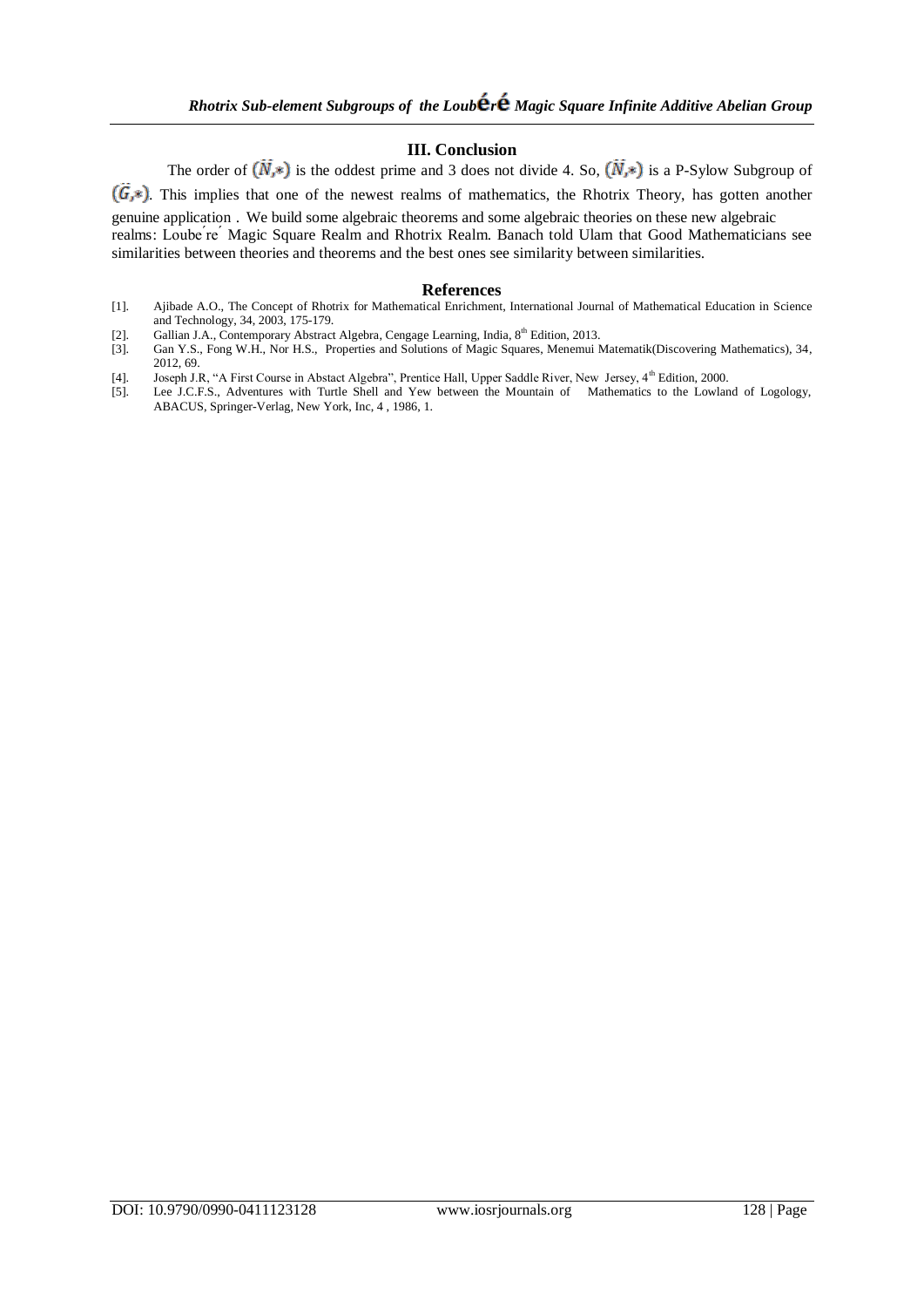## III. Conclusion

The order of $(\tilde{N},*)$ is the oddest prime and 3 does not divide 4. So, $(\tilde{N},*)$ is a P-Sylow Subgroup of $(\tilde{G},*)$. This implies that one of the newest realms of mathematics, the Rhotrix Theory, has gotten another genuine application . We build some algebraic theorems and some algebraic theories on these new algebraic realms: Loubére Magic Square Realm and Rhotrix Realm. Banach told Ulam that Good Mathematicians see similarities between theories and theorems and the best ones see similarity between similarities.

## References

[1]. Ajibade A.O., The Concept of Rhotrix for Mathematical Enrichment, International Journal of Mathematical Education in Science and Technology, 34, 2003, 175-179.

[2]. Gallian J.A., Contemporary Abstract Algebra, Cengage Learning, India, 8th Edition, 2013.

[3]. Gan Y.S., Fong W.H., Nor H.S., Properties and Solutions of Magic Squares, Menemui Matematik(Discovering Mathematics), 34, 2012, 69.

[4]. Joseph J.R, "A First Course in Abstact Algebra", Prentice Hall, Upper Saddle River, New Jersey, 4th Edition, 2000.

[5]. Lee J.C.F.S., Adventures with Turtle Shell and Yew between the Mountain of Mathematics to the Lowland of Logology, ABACUS, Springer-Verlag, New York, Inc, 4 , 1986, 1.